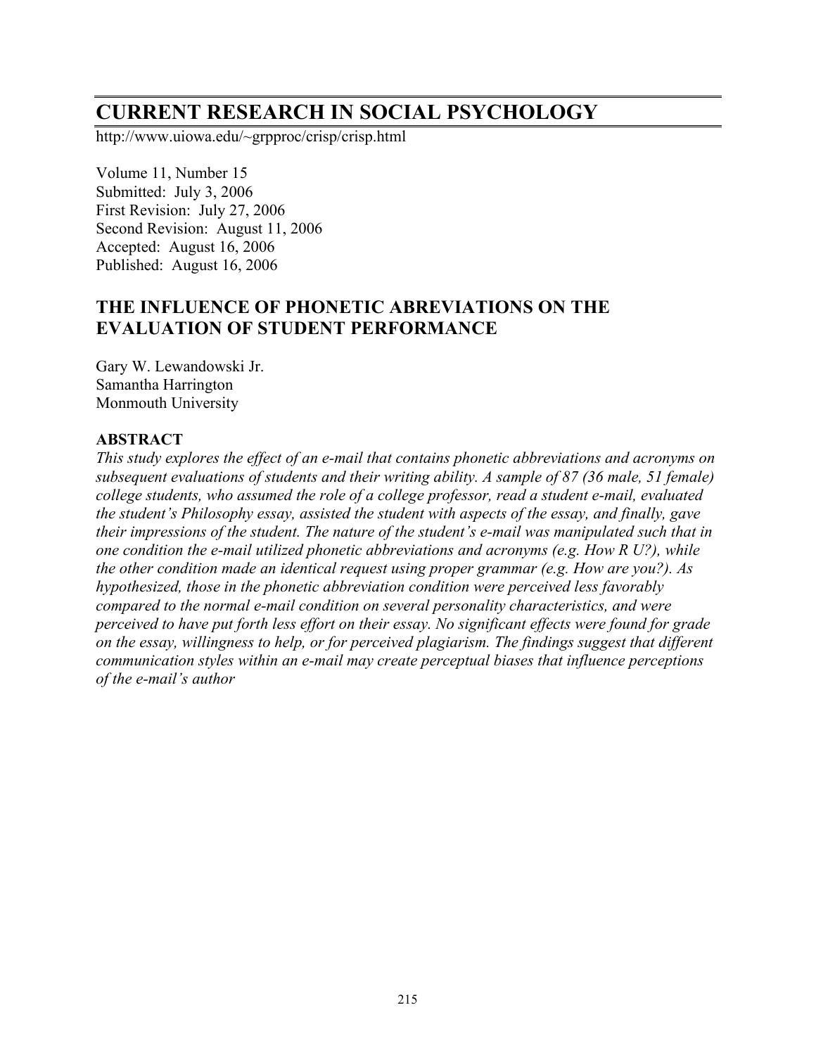# CURRENT RESEARCH IN SOCIAL PSYCHOLOGY

http://www.uiowa.edu/~grpproc/crisp/crisp.html

Volume 11, Number 15
Submitted: July 3, 2006
First Revision: July 27, 2006
Second Revision: August 11, 2006
Accepted: August 16, 2006
Published: August 16, 2006

## THE INFLUENCE OF PHONETIC ABREVIATIONS ON THE EVALUATION OF STUDENT PERFORMANCE

Gary W. Lewandowski Jr.
Samantha Harrington
Monmouth University

### ABSTRACT

*This study explores the effect of an e-mail that contains phonetic abbreviations and acronyms on subsequent evaluations of students and their writing ability. A sample of 87 (36 male, 51 female) college students, who assumed the role of a college professor, read a student e-mail, evaluated the student's Philosophy essay, assisted the student with aspects of the essay, and finally, gave their impressions of the student. The nature of the student's e-mail was manipulated such that in one condition the e-mail utilized phonetic abbreviations and acronyms (e.g. How R U?), while the other condition made an identical request using proper grammar (e.g. How are you?). As hypothesized, those in the phonetic abbreviation condition were perceived less favorably compared to the normal e-mail condition on several personality characteristics, and were perceived to have put forth less effort on their essay. No significant effects were found for grade on the essay, willingness to help, or for perceived plagiarism. The findings suggest that different communication styles within an e-mail may create perceptual biases that influence perceptions of the e-mail's author*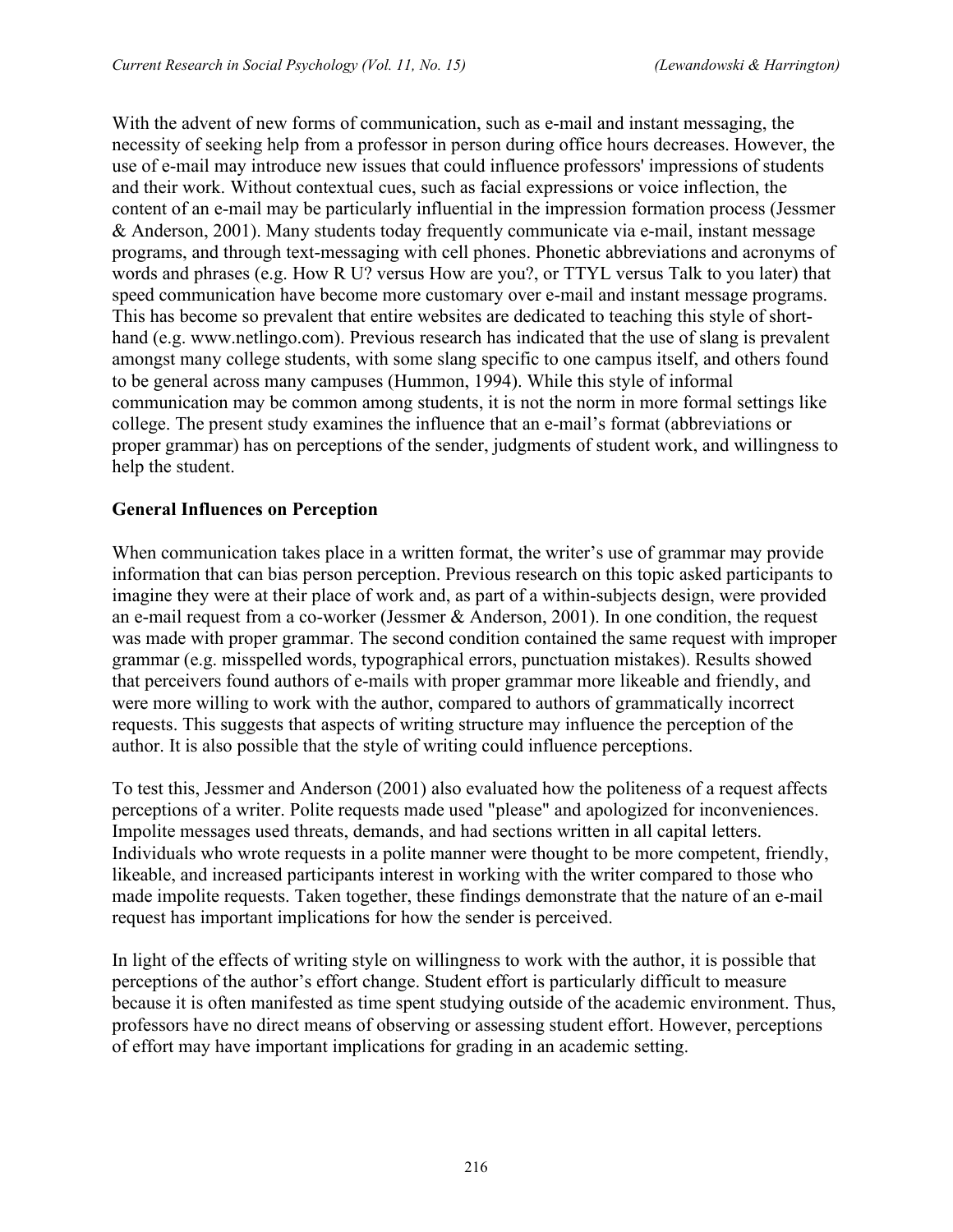With the advent of new forms of communication, such as e-mail and instant messaging, the necessity of seeking help from a professor in person during office hours decreases. However, the use of e-mail may introduce new issues that could influence professors' impressions of students and their work. Without contextual cues, such as facial expressions or voice inflection, the content of an e-mail may be particularly influential in the impression formation process (Jessmer & Anderson, 2001). Many students today frequently communicate via e-mail, instant message programs, and through text-messaging with cell phones. Phonetic abbreviations and acronyms of words and phrases (e.g. How R U? versus How are you?, or TTYL versus Talk to you later) that speed communication have become more customary over e-mail and instant message programs. This has become so prevalent that entire websites are dedicated to teaching this style of short-hand (e.g. www.netlingo.com). Previous research has indicated that the use of slang is prevalent amongst many college students, with some slang specific to one campus itself, and others found to be general across many campuses (Hummon, 1994). While this style of informal communication may be common among students, it is not the norm in more formal settings like college. The present study examines the influence that an e-mail's format (abbreviations or proper grammar) has on perceptions of the sender, judgments of student work, and willingness to help the student.

## General Influences on Perception

When communication takes place in a written format, the writer's use of grammar may provide information that can bias person perception. Previous research on this topic asked participants to imagine they were at their place of work and, as part of a within-subjects design, were provided an e-mail request from a co-worker (Jessmer & Anderson, 2001). In one condition, the request was made with proper grammar. The second condition contained the same request with improper grammar (e.g. misspelled words, typographical errors, punctuation mistakes). Results showed that perceivers found authors of e-mails with proper grammar more likeable and friendly, and were more willing to work with the author, compared to authors of grammatically incorrect requests. This suggests that aspects of writing structure may influence the perception of the author. It is also possible that the style of writing could influence perceptions.

To test this, Jessmer and Anderson (2001) also evaluated how the politeness of a request affects perceptions of a writer. Polite requests made used "please" and apologized for inconveniences. Impolite messages used threats, demands, and had sections written in all capital letters. Individuals who wrote requests in a polite manner were thought to be more competent, friendly, likeable, and increased participants interest in working with the writer compared to those who made impolite requests. Taken together, these findings demonstrate that the nature of an e-mail request has important implications for how the sender is perceived.

In light of the effects of writing style on willingness to work with the author, it is possible that perceptions of the author's effort change. Student effort is particularly difficult to measure because it is often manifested as time spent studying outside of the academic environment. Thus, professors have no direct means of observing or assessing student effort. However, perceptions of effort may have important implications for grading in an academic setting.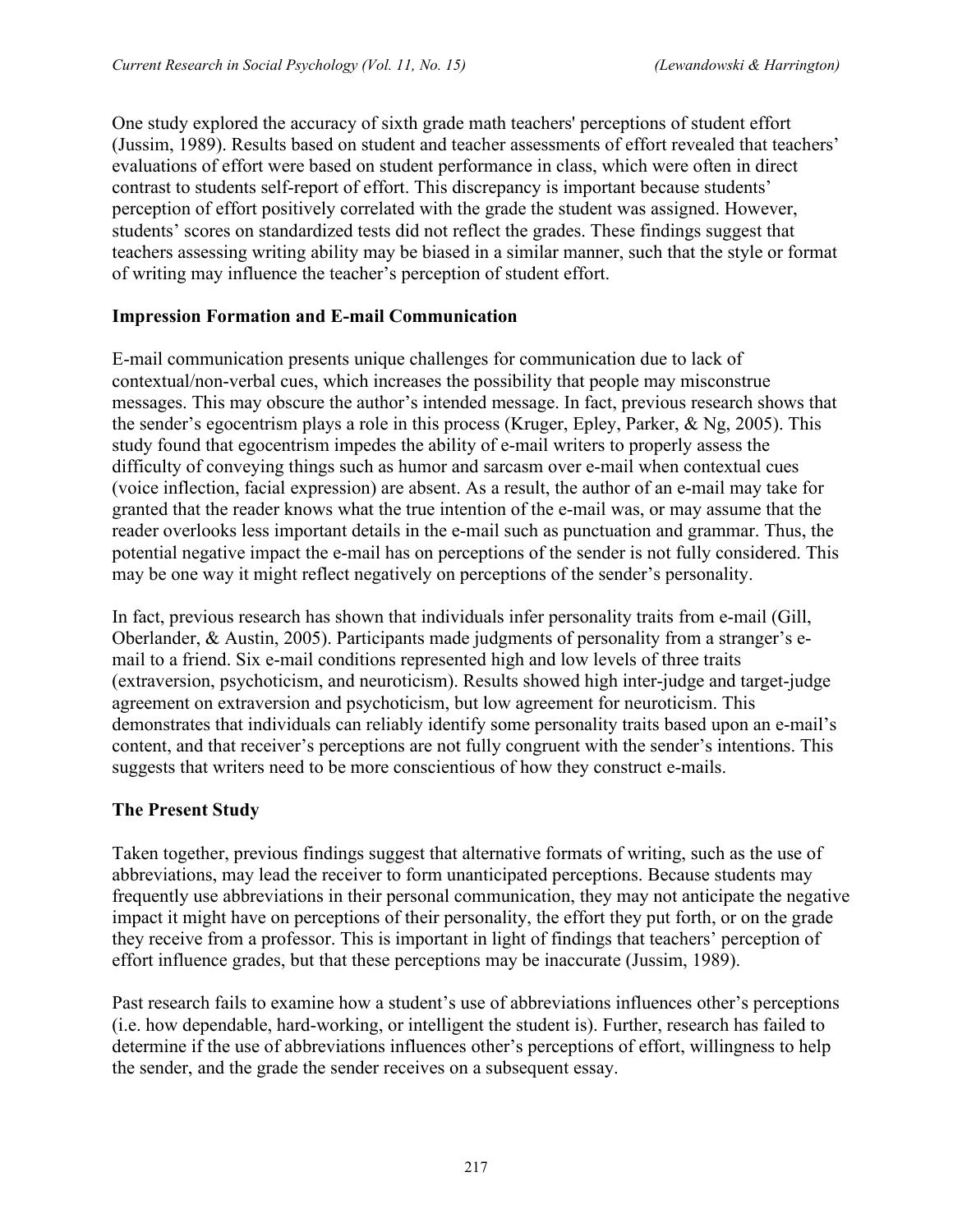One study explored the accuracy of sixth grade math teachers' perceptions of student effort (Jussim, 1989). Results based on student and teacher assessments of effort revealed that teachers' evaluations of effort were based on student performance in class, which were often in direct contrast to students self-report of effort. This discrepancy is important because students' perception of effort positively correlated with the grade the student was assigned. However, students' scores on standardized tests did not reflect the grades. These findings suggest that teachers assessing writing ability may be biased in a similar manner, such that the style or format of writing may influence the teacher's perception of student effort.

## Impression Formation and E-mail Communication

E-mail communication presents unique challenges for communication due to lack of contextual/non-verbal cues, which increases the possibility that people may misconstrue messages. This may obscure the author's intended message. In fact, previous research shows that the sender's egocentrism plays a role in this process (Kruger, Epley, Parker, & Ng, 2005). This study found that egocentrism impedes the ability of e-mail writers to properly assess the difficulty of conveying things such as humor and sarcasm over e-mail when contextual cues (voice inflection, facial expression) are absent. As a result, the author of an e-mail may take for granted that the reader knows what the true intention of the e-mail was, or may assume that the reader overlooks less important details in the e-mail such as punctuation and grammar. Thus, the potential negative impact the e-mail has on perceptions of the sender is not fully considered. This may be one way it might reflect negatively on perceptions of the sender's personality.

In fact, previous research has shown that individuals infer personality traits from e-mail (Gill, Oberlander, & Austin, 2005). Participants made judgments of personality from a stranger's e-mail to a friend. Six e-mail conditions represented high and low levels of three traits (extraversion, psychoticism, and neuroticism). Results showed high inter-judge and target-judge agreement on extraversion and psychoticism, but low agreement for neuroticism. This demonstrates that individuals can reliably identify some personality traits based upon an e-mail's content, and that receiver's perceptions are not fully congruent with the sender's intentions. This suggests that writers need to be more conscientious of how they construct e-mails.

## The Present Study

Taken together, previous findings suggest that alternative formats of writing, such as the use of abbreviations, may lead the receiver to form unanticipated perceptions. Because students may frequently use abbreviations in their personal communication, they may not anticipate the negative impact it might have on perceptions of their personality, the effort they put forth, or on the grade they receive from a professor. This is important in light of findings that teachers' perception of effort influence grades, but that these perceptions may be inaccurate (Jussim, 1989).

Past research fails to examine how a student's use of abbreviations influences other's perceptions (i.e. how dependable, hard-working, or intelligent the student is). Further, research has failed to determine if the use of abbreviations influences other's perceptions of effort, willingness to help the sender, and the grade the sender receives on a subsequent essay.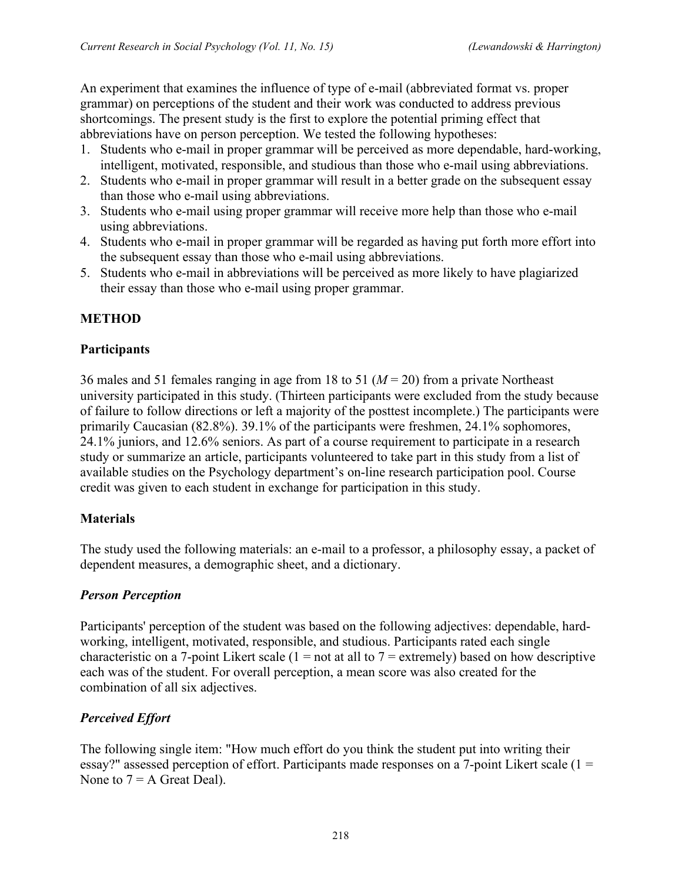An experiment that examines the influence of type of e-mail (abbreviated format vs. proper grammar) on perceptions of the student and their work was conducted to address previous shortcomings. The present study is the first to explore the potential priming effect that abbreviations have on person perception. We tested the following hypotheses:

1. Students who e-mail in proper grammar will be perceived as more dependable, hard-working, intelligent, motivated, responsible, and studious than those who e-mail using abbreviations.
2. Students who e-mail in proper grammar will result in a better grade on the subsequent essay than those who e-mail using abbreviations.
3. Students who e-mail using proper grammar will receive more help than those who e-mail using abbreviations.
4. Students who e-mail in proper grammar will be regarded as having put forth more effort into the subsequent essay than those who e-mail using abbreviations.
5. Students who e-mail in abbreviations will be perceived as more likely to have plagiarized their essay than those who e-mail using proper grammar.

## METHOD

### Participants

36 males and 51 females ranging in age from 18 to 51 ($M = 20$) from a private Northeast university participated in this study. (Thirteen participants were excluded from the study because of failure to follow directions or left a majority of the posttest incomplete.) The participants were primarily Caucasian (82.8%). 39.1% of the participants were freshmen, 24.1% sophomores, 24.1% juniors, and 12.6% seniors. As part of a course requirement to participate in a research study or summarize an article, participants volunteered to take part in this study from a list of available studies on the Psychology department's on-line research participation pool. Course credit was given to each student in exchange for participation in this study.

### Materials

The study used the following materials: an e-mail to a professor, a philosophy essay, a packet of dependent measures, a demographic sheet, and a dictionary.

#### *Person Perception*

Participants' perception of the student was based on the following adjectives: dependable, hard-working, intelligent, motivated, responsible, and studious. Participants rated each single characteristic on a 7-point Likert scale (1 = not at all to 7 = extremely) based on how descriptive each was of the student. For overall perception, a mean score was also created for the combination of all six adjectives.

#### *Perceived Effort*

The following single item: "How much effort do you think the student put into writing their essay?" assessed perception of effort. Participants made responses on a 7-point Likert scale (1 = None to 7 = A Great Deal).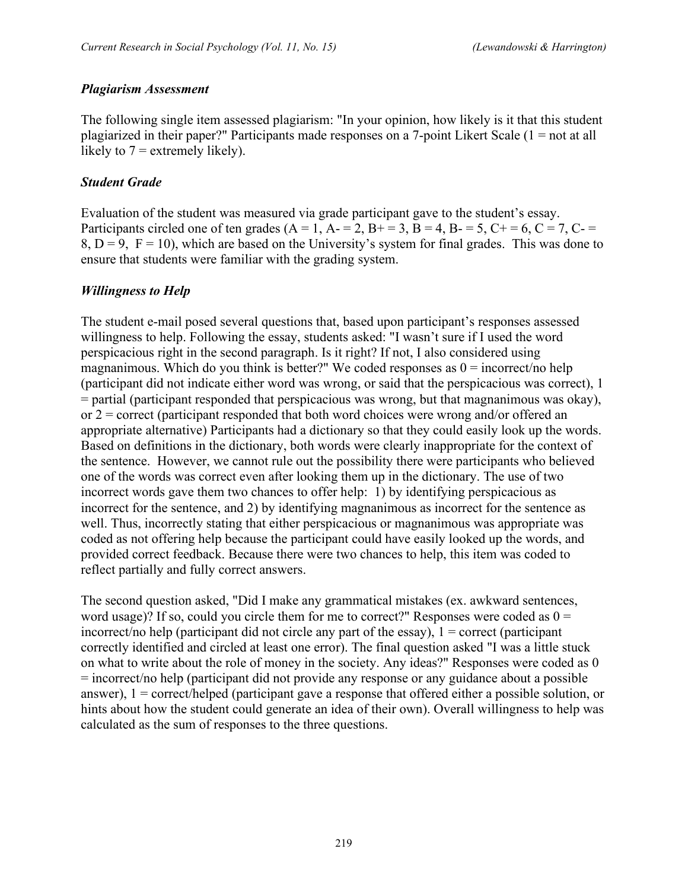### *Plagiarism Assessment*

The following single item assessed plagiarism: "In your opinion, how likely is it that this student plagiarized in their paper?" Participants made responses on a 7-point Likert Scale (1 = not at all likely to 7 = extremely likely).

### *Student Grade*

Evaluation of the student was measured via grade participant gave to the student's essay. Participants circled one of ten grades (A = 1, A- = 2, B+ = 3, B = 4, B- = 5, C+ = 6, C = 7, C- = 8, D = 9, F = 10), which are based on the University's system for final grades. This was done to ensure that students were familiar with the grading system.

### *Willingness to Help*

The student e-mail posed several questions that, based upon participant's responses assessed willingness to help. Following the essay, students asked: "I wasn't sure if I used the word perspicacious right in the second paragraph. Is it right? If not, I also considered using magnanimous. Which do you think is better?" We coded responses as 0 = incorrect/no help (participant did not indicate either word was wrong, or said that the perspicacious was correct), 1 = partial (participant responded that perspicacious was wrong, but that magnanimous was okay), or 2 = correct (participant responded that both word choices were wrong and/or offered an appropriate alternative) Participants had a dictionary so that they could easily look up the words. Based on definitions in the dictionary, both words were clearly inappropriate for the context of the sentence. However, we cannot rule out the possibility there were participants who believed one of the words was correct even after looking them up in the dictionary. The use of two incorrect words gave them two chances to offer help: 1) by identifying perspicacious as incorrect for the sentence, and 2) by identifying magnanimous as incorrect for the sentence as well. Thus, incorrectly stating that either perspicacious or magnanimous was appropriate was coded as not offering help because the participant could have easily looked up the words, and provided correct feedback. Because there were two chances to help, this item was coded to reflect partially and fully correct answers.

The second question asked, "Did I make any grammatical mistakes (ex. awkward sentences, word usage)? If so, could you circle them for me to correct?" Responses were coded as 0 = incorrect/no help (participant did not circle any part of the essay), 1 = correct (participant correctly identified and circled at least one error). The final question asked "I was a little stuck on what to write about the role of money in the society. Any ideas?" Responses were coded as 0 = incorrect/no help (participant did not provide any response or any guidance about a possible answer), 1 = correct/helped (participant gave a response that offered either a possible solution, or hints about how the student could generate an idea of their own). Overall willingness to help was calculated as the sum of responses to the three questions.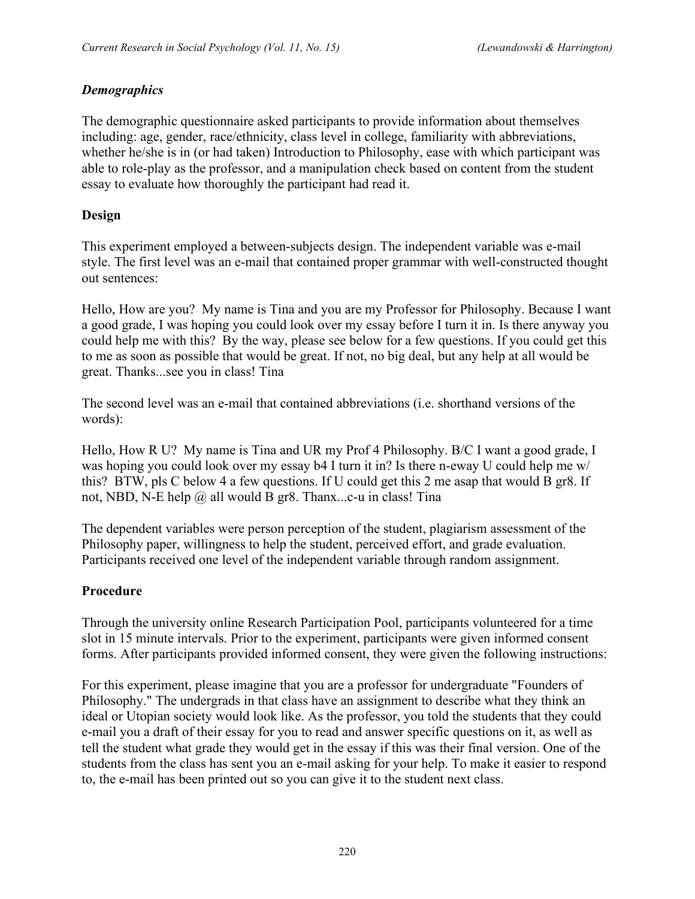### *Demographics*

The demographic questionnaire asked participants to provide information about themselves including: age, gender, race/ethnicity, class level in college, familiarity with abbreviations, whether he/she is in (or had taken) Introduction to Philosophy, ease with which participant was able to role-play as the professor, and a manipulation check based on content from the student essay to evaluate how thoroughly the participant had read it.

### **Design**

This experiment employed a between-subjects design. The independent variable was e-mail style. The first level was an e-mail that contained proper grammar with well-constructed thought out sentences:

Hello, How are you? My name is Tina and you are my Professor for Philosophy. Because I want a good grade, I was hoping you could look over my essay before I turn it in. Is there anyway you could help me with this? By the way, please see below for a few questions. If you could get this to me as soon as possible that would be great. If not, no big deal, but any help at all would be great. Thanks...see you in class! Tina

The second level was an e-mail that contained abbreviations (i.e. shorthand versions of the words):

Hello, How R U? My name is Tina and UR my Prof 4 Philosophy. B/C I want a good grade, I was hoping you could look over my essay b4 I turn it in? Is there n-eway U could help me w/ this? BTW, pls C below 4 a few questions. If U could get this 2 me asap that would B gr8. If not, NBD, N-E help @ all would B gr8. Thanx...c-u in class! Tina

The dependent variables were person perception of the student, plagiarism assessment of the Philosophy paper, willingness to help the student, perceived effort, and grade evaluation. Participants received one level of the independent variable through random assignment.

### **Procedure**

Through the university online Research Participation Pool, participants volunteered for a time slot in 15 minute intervals. Prior to the experiment, participants were given informed consent forms. After participants provided informed consent, they were given the following instructions:

For this experiment, please imagine that you are a professor for undergraduate "Founders of Philosophy." The undergrads in that class have an assignment to describe what they think an ideal or Utopian society would look like. As the professor, you told the students that they could e-mail you a draft of their essay for you to read and answer specific questions on it, as well as tell the student what grade they would get in the essay if this was their final version. One of the students from the class has sent you an e-mail asking for your help. To make it easier to respond to, the e-mail has been printed out so you can give it to the student next class.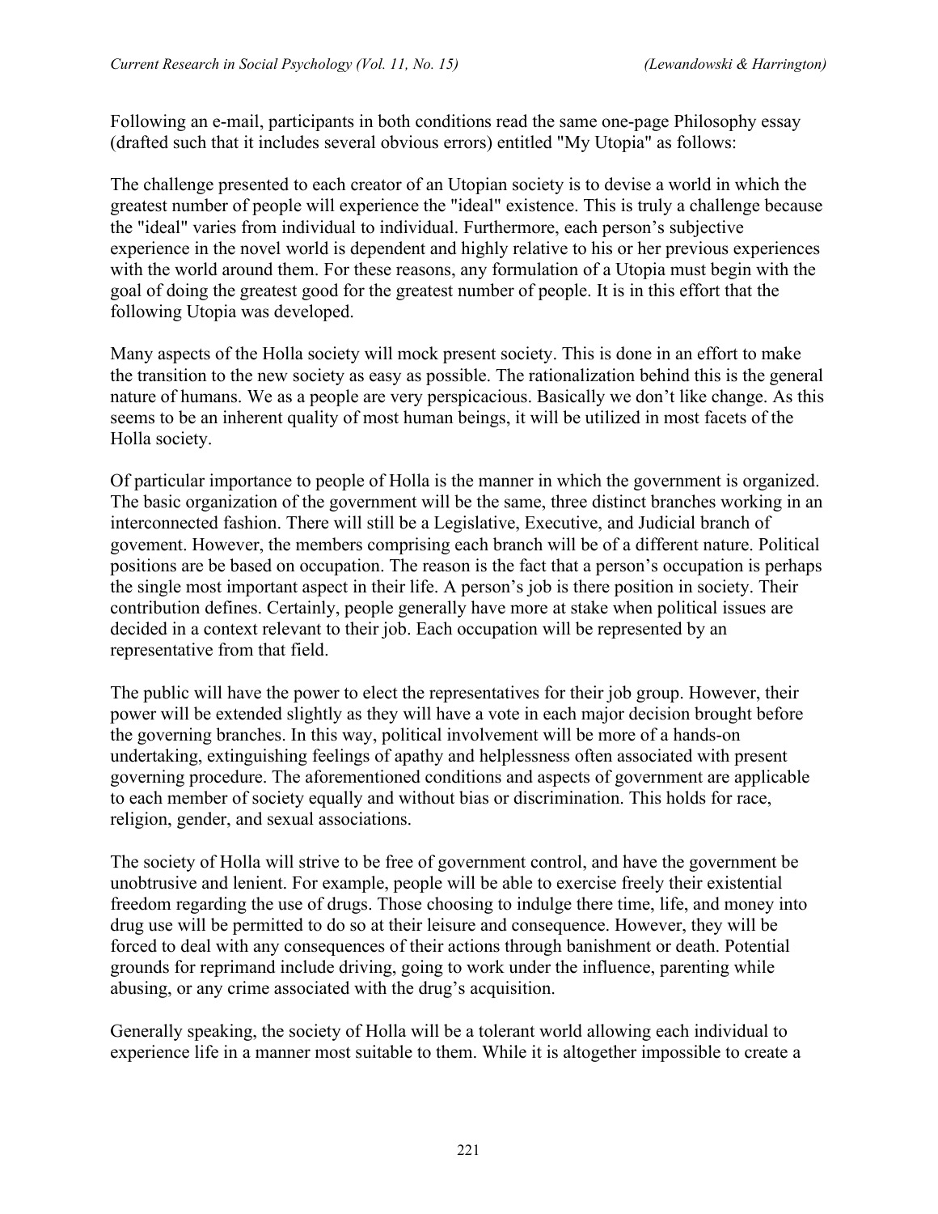Following an e-mail, participants in both conditions read the same one-page Philosophy essay (drafted such that it includes several obvious errors) entitled "My Utopia" as follows:

The challenge presented to each creator of an Utopian society is to devise a world in which the greatest number of people will experience the "ideal" existence. This is truly a challenge because the "ideal" varies from individual to individual. Furthermore, each person's subjective experience in the novel world is dependent and highly relative to his or her previous experiences with the world around them. For these reasons, any formulation of a Utopia must begin with the goal of doing the greatest good for the greatest number of people. It is in this effort that the following Utopia was developed.

Many aspects of the Holla society will mock present society. This is done in an effort to make the transition to the new society as easy as possible. The rationalization behind this is the general nature of humans. We as a people are very perspicacious. Basically we don't like change. As this seems to be an inherent quality of most human beings, it will be utilized in most facets of the Holla society.

Of particular importance to people of Holla is the manner in which the government is organized. The basic organization of the government will be the same, three distinct branches working in an interconnected fashion. There will still be a Legislative, Executive, and Judicial branch of govement. However, the members comprising each branch will be of a different nature. Political positions are be based on occupation. The reason is the fact that a person's occupation is perhaps the single most important aspect in their life. A person's job is there position in society. Their contribution defines. Certainly, people generally have more at stake when political issues are decided in a context relevant to their job. Each occupation will be represented by an representative from that field.

The public will have the power to elect the representatives for their job group. However, their power will be extended slightly as they will have a vote in each major decision brought before the governing branches. In this way, political involvement will be more of a hands-on undertaking, extinguishing feelings of apathy and helplessness often associated with present governing procedure. The aforementioned conditions and aspects of government are applicable to each member of society equally and without bias or discrimination. This holds for race, religion, gender, and sexual associations.

The society of Holla will strive to be free of government control, and have the government be unobtrusive and lenient. For example, people will be able to exercise freely their existential freedom regarding the use of drugs. Those choosing to indulge there time, life, and money into drug use will be permitted to do so at their leisure and consequence. However, they will be forced to deal with any consequences of their actions through banishment or death. Potential grounds for reprimand include driving, going to work under the influence, parenting while abusing, or any crime associated with the drug's acquisition.

Generally speaking, the society of Holla will be a tolerant world allowing each individual to experience life in a manner most suitable to them. While it is altogether impossible to create a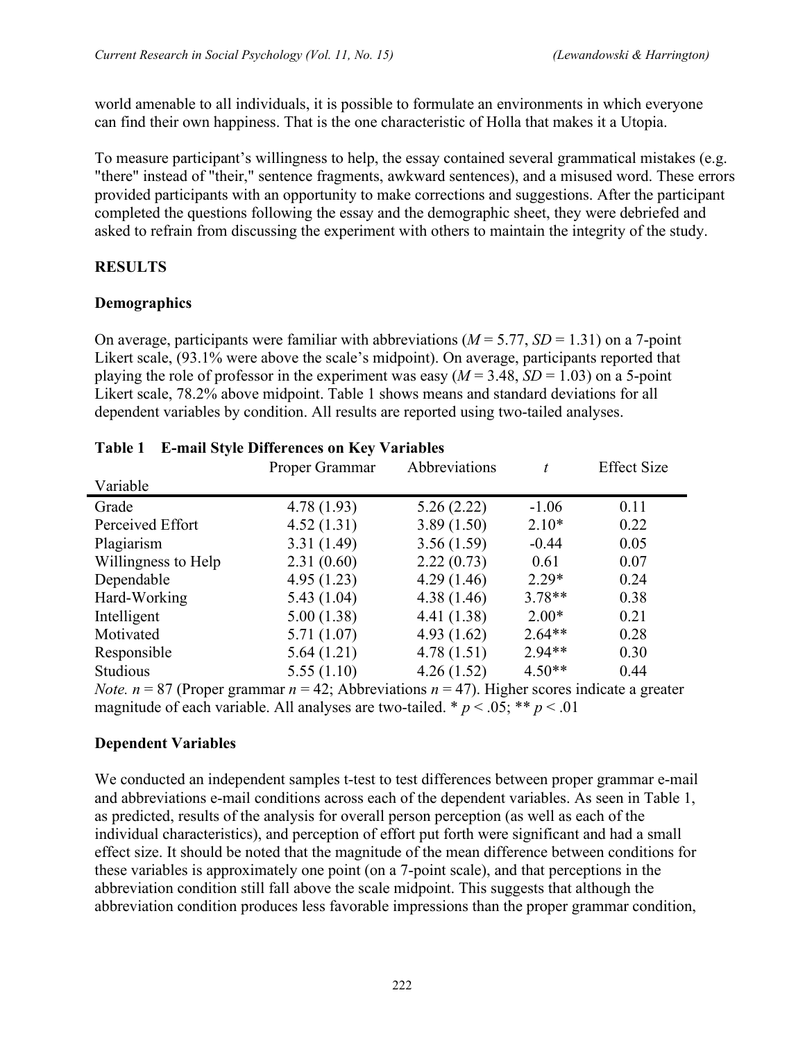world amenable to all individuals, it is possible to formulate an environments in which everyone can find their own happiness. That is the one characteristic of Holla that makes it a Utopia.

To measure participant's willingness to help, the essay contained several grammatical mistakes (e.g. "there" instead of "their," sentence fragments, awkward sentences), and a misused word. These errors provided participants with an opportunity to make corrections and suggestions. After the participant completed the questions following the essay and the demographic sheet, they were debriefed and asked to refrain from discussing the experiment with others to maintain the integrity of the study.

## RESULTS

### Demographics

On average, participants were familiar with abbreviations ($M = 5.77$, $SD = 1.31$) on a 7-point Likert scale, (93.1% were above the scale's midpoint). On average, participants reported that playing the role of professor in the experiment was easy ($M = 3.48$, $SD = 1.03$) on a 5-point Likert scale, 78.2% above midpoint. Table 1 shows means and standard deviations for all dependent variables by condition. All results are reported using two-tailed analyses.

**Table 1 E-mail Style Differences on Key Variables**

| Variable | Proper Grammar | Abbreviations | $t$ | Effect Size |
|---|---|---|---|---|
| Grade | 4.78 (1.93) | 5.26 (2.22) | -1.06 | 0.11 |
| Perceived Effort | 4.52 (1.31) | 3.89 (1.50) | 2.10* | 0.22 |
| Plagiarism | 3.31 (1.49) | 3.56 (1.59) | -0.44 | 0.05 |
| Willingness to Help | 2.31 (0.60) | 2.22 (0.73) | 0.61 | 0.07 |
| Dependable | 4.95 (1.23) | 4.29 (1.46) | 2.29* | 0.24 |
| Hard-Working | 5.43 (1.04) | 4.38 (1.46) | 3.78** | 0.38 |
| Intelligent | 5.00 (1.38) | 4.41 (1.38) | 2.00* | 0.21 |
| Motivated | 5.71 (1.07) | 4.93 (1.62) | 2.64** | 0.28 |
| Responsible | 5.64 (1.21) | 4.78 (1.51) | 2.94** | 0.30 |
| Studious | 5.55 (1.10) | 4.26 (1.52) | 4.50** | 0.44 |

*Note.* $n = 87$ (Proper grammar $n = 42$; Abbreviations $n = 47$). Higher scores indicate a greater magnitude of each variable. All analyses are two-tailed. * $p < .05$; ** $p < .01$

### Dependent Variables

We conducted an independent samples t-test to test differences between proper grammar e-mail and abbreviations e-mail conditions across each of the dependent variables. As seen in Table 1, as predicted, results of the analysis for overall person perception (as well as each of the individual characteristics), and perception of effort put forth were significant and had a small effect size. It should be noted that the magnitude of the mean difference between conditions for these variables is approximately one point (on a 7-point scale), and that perceptions in the abbreviation condition still fall above the scale midpoint. This suggests that although the abbreviation condition produces less favorable impressions than the proper grammar condition,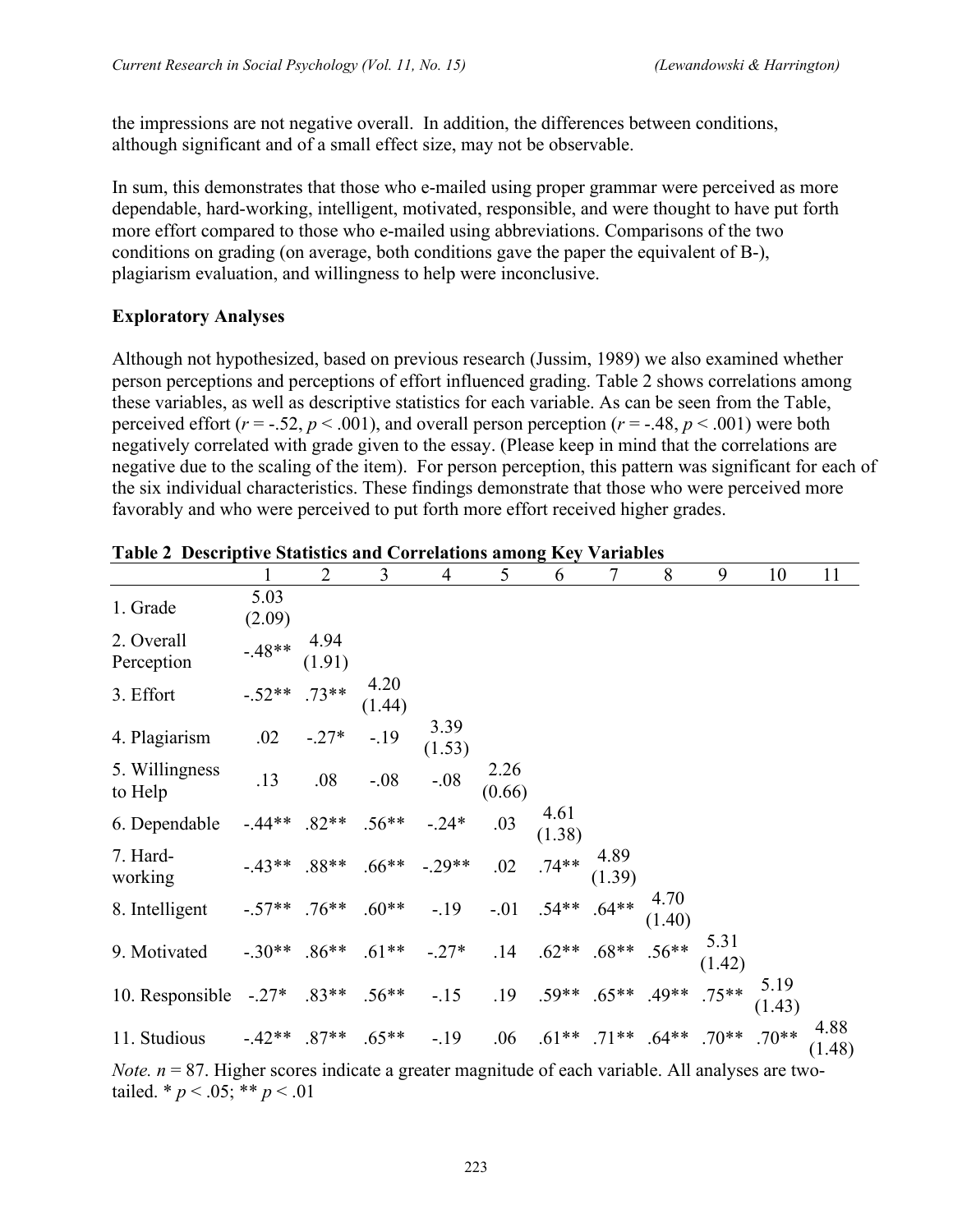the impressions are not negative overall. In addition, the differences between conditions, although significant and of a small effect size, may not be observable.

In sum, this demonstrates that those who e-mailed using proper grammar were perceived as more dependable, hard-working, intelligent, motivated, responsible, and were thought to have put forth more effort compared to those who e-mailed using abbreviations. Comparisons of the two conditions on grading (on average, both conditions gave the paper the equivalent of B-), plagiarism evaluation, and willingness to help were inconclusive.

**Exploratory Analyses**

Although not hypothesized, based on previous research (Jussim, 1989) we also examined whether person perceptions and perceptions of effort influenced grading. Table 2 shows correlations among these variables, as well as descriptive statistics for each variable. As can be seen from the Table, perceived effort ($r = -.52$, $p < .001$), and overall person perception ($r = -.48$, $p < .001$) were both negatively correlated with grade given to the essay. (Please keep in mind that the correlations are negative due to the scaling of the item). For person perception, this pattern was significant for each of the six individual characteristics. These findings demonstrate that those who were perceived more favorably and who were perceived to put forth more effort received higher grades.

**Table 2 Descriptive Statistics and Correlations among Key Variables**

| | 1 | 2 | 3 | 4 | 5 | 6 | 7 | 8 | 9 | 10 | 11 |
|---|---|---|---|---|---|---|---|---|---|---|---|
| 1. Grade | 5.03 (2.09) | | | | | | | | | | |
| 2. Overall Perception | -.48** | 4.94 (1.91) | | | | | | | | | |
| 3. Effort | -.52** | .73** | 4.20 (1.44) | | | | | | | | |
| 4. Plagiarism | .02 | -.27* | -.19 | 3.39 (1.53) | | | | | | | |
| 5. Willingness to Help | .13 | .08 | -.08 | -.08 | 2.26 (0.66) | | | | | | |
| 6. Dependable | -.44** | .82** | .56** | -.24* | .03 | 4.61 (1.38) | | | | | |
| 7. Hard-working | -.43** | .88** | .66** | -.29** | .02 | .74** | 4.89 (1.39) | | | | |
| 8. Intelligent | -.57** | .76** | .60** | -.19 | -.01 | .54** | .64** | 4.70 (1.40) | | | |
| 9. Motivated | -.30** | .86** | .61** | -.27* | .14 | .62** | .68** | .56** | 5.31 (1.42) | | |
| 10. Responsible | -.27* | .83** | .56** | -.15 | .19 | .59** | .65** | .49** | .75** | 5.19 (1.43) | |
| 11. Studious | -.42** | .87** | .65** | -.19 | .06 | .61** | .71** | .64** | .70** | .70** | 4.88 (1.48) |

*Note.* $n = 87$. Higher scores indicate a greater magnitude of each variable. All analyses are two-tailed. * $p < .05$; ** $p < .01$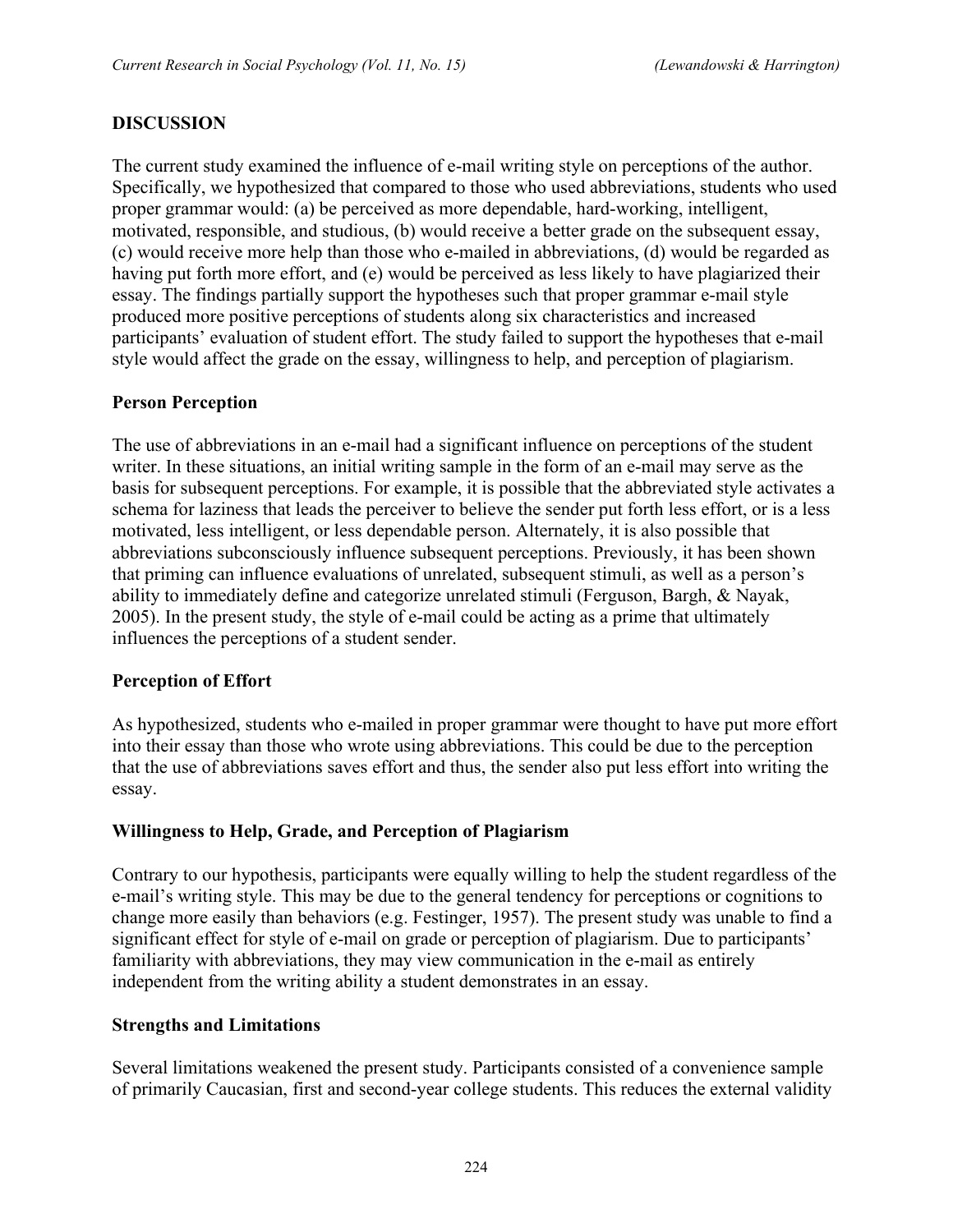## DISCUSSION

The current study examined the influence of e-mail writing style on perceptions of the author. Specifically, we hypothesized that compared to those who used abbreviations, students who used proper grammar would: (a) be perceived as more dependable, hard-working, intelligent, motivated, responsible, and studious, (b) would receive a better grade on the subsequent essay, (c) would receive more help than those who e-mailed in abbreviations, (d) would be regarded as having put forth more effort, and (e) would be perceived as less likely to have plagiarized their essay. The findings partially support the hypotheses such that proper grammar e-mail style produced more positive perceptions of students along six characteristics and increased participants' evaluation of student effort. The study failed to support the hypotheses that e-mail style would affect the grade on the essay, willingness to help, and perception of plagiarism.

### Person Perception

The use of abbreviations in an e-mail had a significant influence on perceptions of the student writer. In these situations, an initial writing sample in the form of an e-mail may serve as the basis for subsequent perceptions. For example, it is possible that the abbreviated style activates a schema for laziness that leads the perceiver to believe the sender put forth less effort, or is a less motivated, less intelligent, or less dependable person. Alternately, it is also possible that abbreviations subconsciously influence subsequent perceptions. Previously, it has been shown that priming can influence evaluations of unrelated, subsequent stimuli, as well as a person's ability to immediately define and categorize unrelated stimuli (Ferguson, Bargh, & Nayak, 2005). In the present study, the style of e-mail could be acting as a prime that ultimately influences the perceptions of a student sender.

### Perception of Effort

As hypothesized, students who e-mailed in proper grammar were thought to have put more effort into their essay than those who wrote using abbreviations. This could be due to the perception that the use of abbreviations saves effort and thus, the sender also put less effort into writing the essay.

### Willingness to Help, Grade, and Perception of Plagiarism

Contrary to our hypothesis, participants were equally willing to help the student regardless of the e-mail's writing style. This may be due to the general tendency for perceptions or cognitions to change more easily than behaviors (e.g. Festinger, 1957). The present study was unable to find a significant effect for style of e-mail on grade or perception of plagiarism. Due to participants' familiarity with abbreviations, they may view communication in the e-mail as entirely independent from the writing ability a student demonstrates in an essay.

### Strengths and Limitations

Several limitations weakened the present study. Participants consisted of a convenience sample of primarily Caucasian, first and second-year college students. This reduces the external validity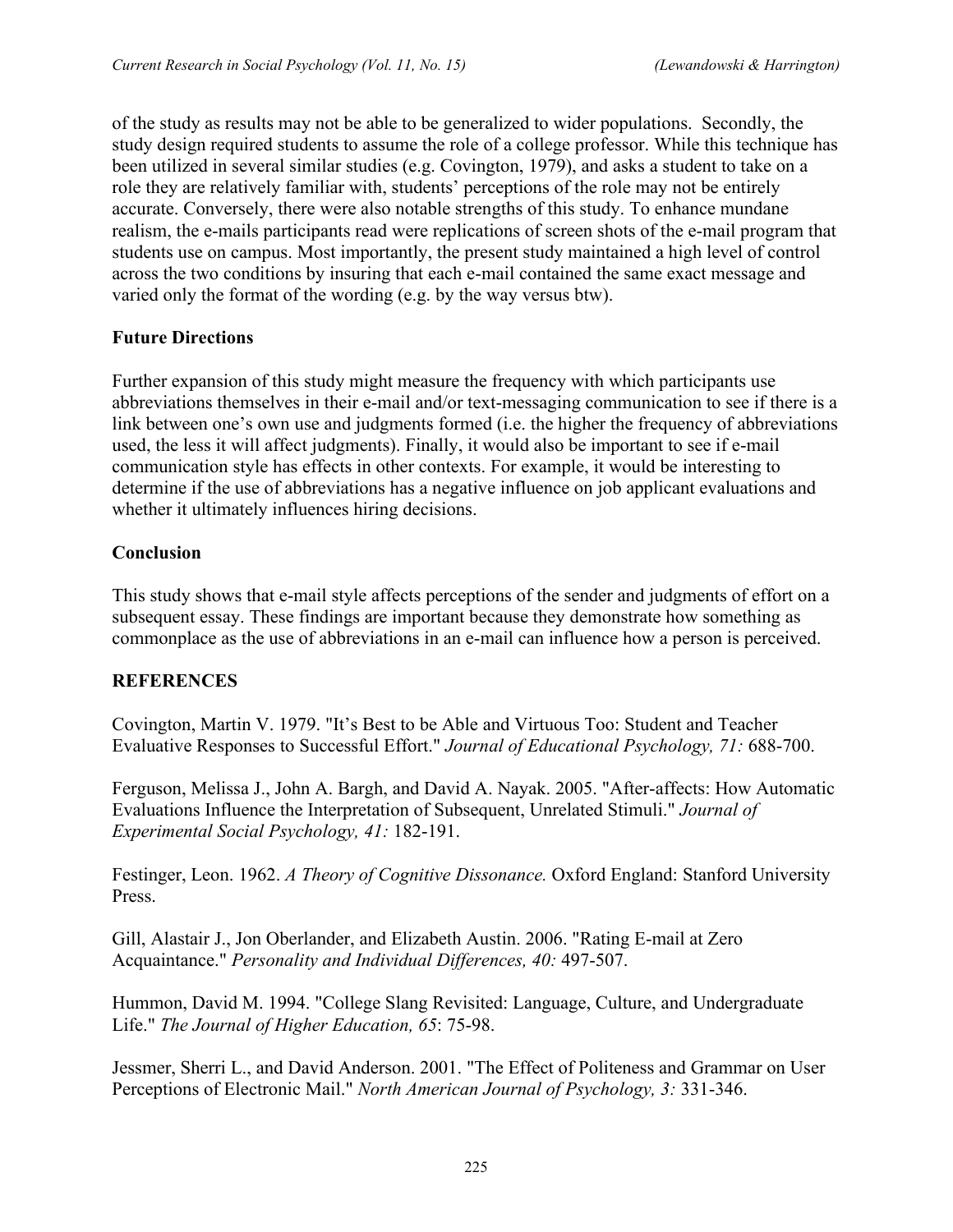of the study as results may not be able to be generalized to wider populations. Secondly, the study design required students to assume the role of a college professor. While this technique has been utilized in several similar studies (e.g. Covington, 1979), and asks a student to take on a role they are relatively familiar with, students' perceptions of the role may not be entirely accurate. Conversely, there were also notable strengths of this study. To enhance mundane realism, the e-mails participants read were replications of screen shots of the e-mail program that students use on campus. Most importantly, the present study maintained a high level of control across the two conditions by insuring that each e-mail contained the same exact message and varied only the format of the wording (e.g. by the way versus btw).

### Future Directions

Further expansion of this study might measure the frequency with which participants use abbreviations themselves in their e-mail and/or text-messaging communication to see if there is a link between one's own use and judgments formed (i.e. the higher the frequency of abbreviations used, the less it will affect judgments). Finally, it would also be important to see if e-mail communication style has effects in other contexts. For example, it would be interesting to determine if the use of abbreviations has a negative influence on job applicant evaluations and whether it ultimately influences hiring decisions.

### Conclusion

This study shows that e-mail style affects perceptions of the sender and judgments of effort on a subsequent essay. These findings are important because they demonstrate how something as commonplace as the use of abbreviations in an e-mail can influence how a person is perceived.

## REFERENCES

Covington, Martin V. 1979. "It's Best to be Able and Virtuous Too: Student and Teacher Evaluative Responses to Successful Effort." *Journal of Educational Psychology, 71:* 688-700.

Ferguson, Melissa J., John A. Bargh, and David A. Nayak. 2005. "After-affects: How Automatic Evaluations Influence the Interpretation of Subsequent, Unrelated Stimuli." *Journal of Experimental Social Psychology, 41:* 182-191.

Festinger, Leon. 1962. *A Theory of Cognitive Dissonance.* Oxford England: Stanford University Press.

Gill, Alastair J., Jon Oberlander, and Elizabeth Austin. 2006. "Rating E-mail at Zero Acquaintance." *Personality and Individual Differences, 40:* 497-507.

Hummon, David M. 1994. "College Slang Revisited: Language, Culture, and Undergraduate Life." *The Journal of Higher Education, 65*: 75-98.

Jessmer, Sherri L., and David Anderson. 2001. "The Effect of Politeness and Grammar on User Perceptions of Electronic Mail." *North American Journal of Psychology, 3:* 331-346.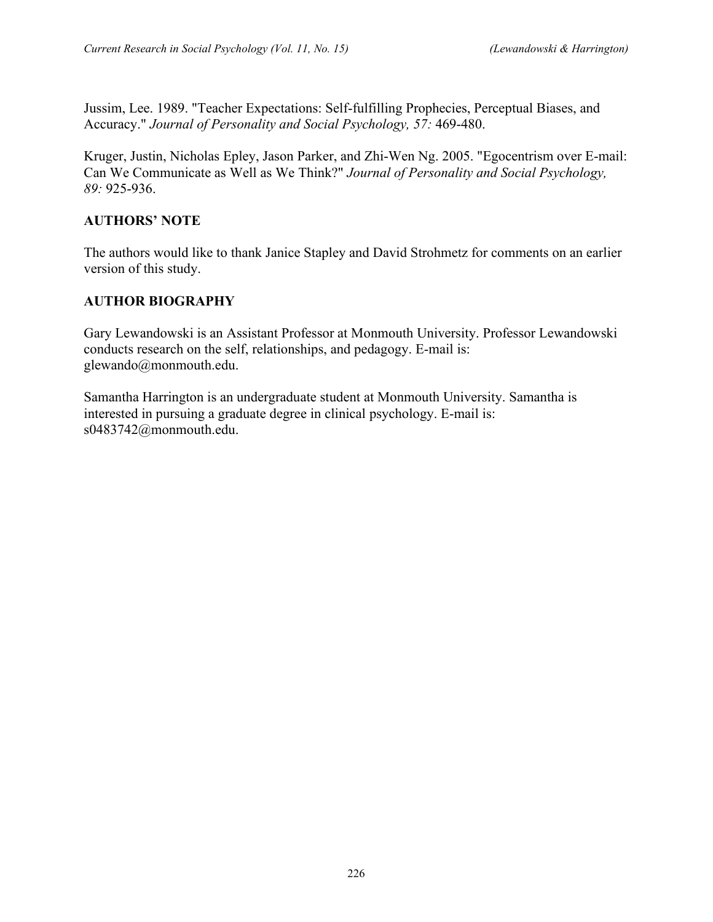Jussim, Lee. 1989. "Teacher Expectations: Self-fulfilling Prophecies, Perceptual Biases, and Accuracy." *Journal of Personality and Social Psychology, 57:* 469-480.

Kruger, Justin, Nicholas Epley, Jason Parker, and Zhi-Wen Ng. 2005. "Egocentrism over E-mail: Can We Communicate as Well as We Think?" *Journal of Personality and Social Psychology, 89:* 925-936.

## AUTHORS' NOTE

The authors would like to thank Janice Stapley and David Strohmetz for comments on an earlier version of this study.

## AUTHOR BIOGRAPHY

Gary Lewandowski is an Assistant Professor at Monmouth University. Professor Lewandowski conducts research on the self, relationships, and pedagogy. E-mail is: glewando@monmouth.edu.

Samantha Harrington is an undergraduate student at Monmouth University. Samantha is interested in pursuing a graduate degree in clinical psychology. E-mail is: s0483742@monmouth.edu.